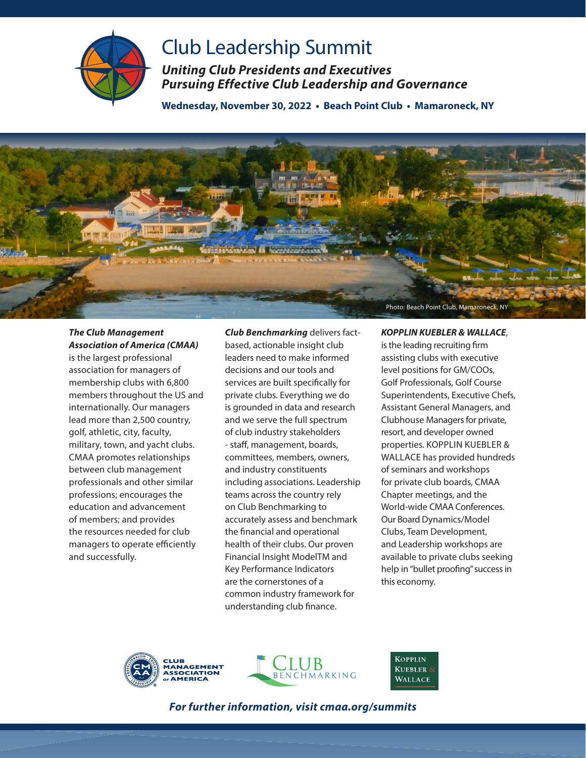# Club Leadership Summit

***Uniting Club Presidents and Executives***
***Pursuing Effective Club Leadership and Governance***

**Wednesday, November 30, 2022 • Beach Point Club • Mamaroneck, NY**

Photo: Beach Point Club, Mamaroneck, NY

***The Club Management Association of America (CMAA)*** is the largest professional association for managers of membership clubs with 6,800 members throughout the US and internationally. Our managers lead more than 2,500 country, golf, athletic, city, faculty, military, town, and yacht clubs. CMAA promotes relationships between club management professionals and other similar professions; encourages the education and advancement of members; and provides the resources needed for club managers to operate efficiently and successfully.

***Club Benchmarking*** delivers fact-based, actionable insight club leaders need to make informed decisions and our tools and services are built specifically for private clubs. Everything we do is grounded in data and research and we serve the full spectrum of club industry stakeholders - staff, management, boards, committees, members, owners, and industry constituents including associations. Leadership teams across the country rely on Club Benchmarking to accurately assess and benchmark the financial and operational health of their clubs. Our proven Financial Insight ModelTM and Key Performance Indicators are the cornerstones of a common industry framework for understanding club finance.

***KOPPLIN KUEBLER & WALLACE***, is the leading recruiting firm assisting clubs with executive level positions for GM/COOs, Golf Professionals, Golf Course Superintendents, Executive Chefs, Assistant General Managers, and Clubhouse Managers for private, resort, and developer owned properties. KOPPLIN KUEBLER & WALLACE has provided hundreds of seminars and workshops for private club boards, CMAA Chapter meetings, and the World-wide CMAA Conferences. Our Board Dynamics/Model Clubs, Team Development, and Leadership workshops are available to private clubs seeking help in "bullet proofing" success in this economy.

CLUB MANAGEMENT ASSOCIATION OF AMERICA

CLUB BENCHMARKING

KOPPLIN KUEBLER & WALLACE

***For further information, visit cmaa.org/summits***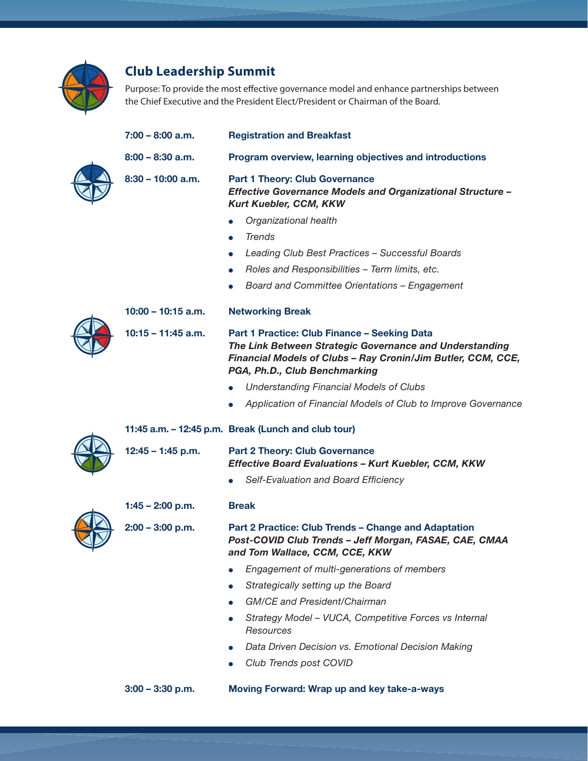## Club Leadership Summit

Purpose: To provide the most effective governance model and enhance partnerships between the Chief Executive and the President Elect/President or Chairman of the Board.

**7:00 – 8:00 a.m.** **Registration and Breakfast**

**8:00 – 8:30 a.m.** **Program overview, learning objectives and introductions**

**8:30 – 10:00 a.m.** **Part 1 Theory: Club Governance**
***Effective Governance Models and Organizational Structure – Kurt Kuebler, CCM, KKW***

- *Organizational health*
- *Trends*
- *Leading Club Best Practices – Successful Boards*
- *Roles and Responsibilities – Term limits, etc.*
- *Board and Committee Orientations – Engagement*

**10:00 – 10:15 a.m.** **Networking Break**

**10:15 – 11:45 a.m.** **Part 1 Practice: Club Finance – Seeking Data**
***The Link Between Strategic Governance and Understanding Financial Models of Clubs – Ray Cronin/Jim Butler, CCM, CCE, PGA, Ph.D., Club Benchmarking***

- *Understanding Financial Models of Clubs*
- *Application of Financial Models of Club to Improve Governance*

**11:45 a.m. – 12:45 p.m.** **Break (Lunch and club tour)**

**12:45 – 1:45 p.m.** **Part 2 Theory: Club Governance**
***Effective Board Evaluations – Kurt Kuebler, CCM, KKW***

- *Self-Evaluation and Board Efficiency*

**1:45 – 2:00 p.m.** **Break**

**2:00 – 3:00 p.m.** **Part 2 Practice: Club Trends – Change and Adaptation**
***Post-COVID Club Trends – Jeff Morgan, FASAE, CAE, CMAA and Tom Wallace, CCM, CCE, KKW***

- *Engagement of multi-generations of members*
- *Strategically setting up the Board*
- *GM/CE and President/Chairman*
- *Strategy Model – VUCA, Competitive Forces vs Internal Resources*
- *Data Driven Decision vs. Emotional Decision Making*
- *Club Trends post COVID*

**3:00 – 3:30 p.m.** **Moving Forward: Wrap up and key take-a-ways**